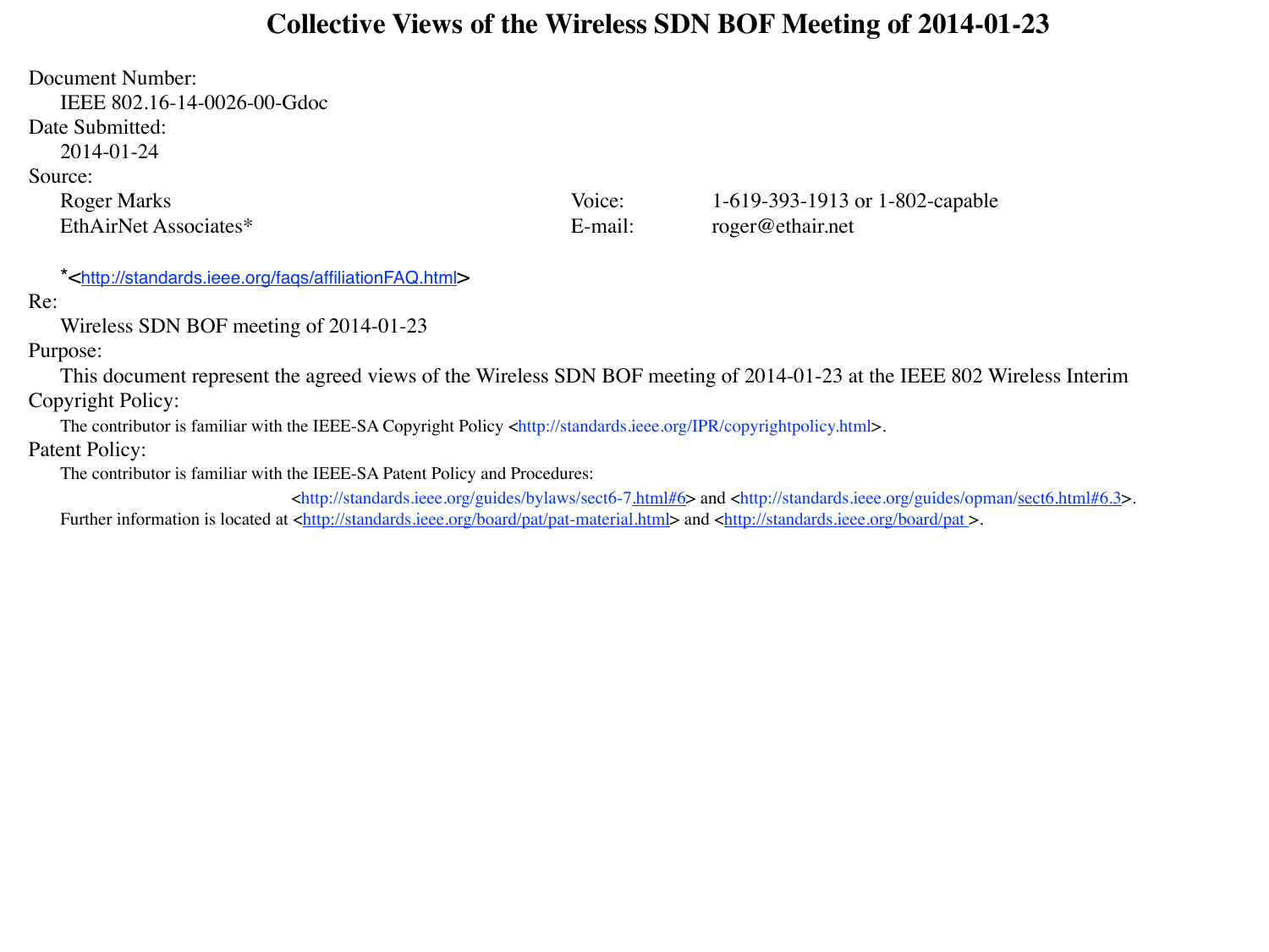# Collective Views of the Wireless SDN BOF Meeting of 2014-01-23

**Document Number:**
IEEE 802.16-14-0026-00-Gdoc

**Date Submitted:**
2014-01-24

**Source:**

| | | | |
|---|---|---|---|
| Roger Marks | | Voice: | 1-619-393-1913 or 1-802-capable |
| EthAirNet Associates* | | E-mail: | roger@ethair.net |

*<http://standards.ieee.org/faqs/affiliationFAQ.html>

**Re:**
Wireless SDN BOF meeting of 2014-01-23

**Purpose:**
This document represent the agreed views of the Wireless SDN BOF meeting of 2014-01-23 at the IEEE 802 Wireless Interim

**Copyright Policy:**
The contributor is familiar with the IEEE-SA Copyright Policy <http://standards.ieee.org/IPR/copyrightpolicy.html>.

**Patent Policy:**
The contributor is familiar with the IEEE-SA Patent Policy and Procedures:
<http://standards.ieee.org/guides/bylaws/sect6-7.html#6> and <http://standards.ieee.org/guides/opman/sect6.html#6.3>.
Further information is located at <http://standards.ieee.org/board/pat/pat-material.html> and <http://standards.ieee.org/board/pat >.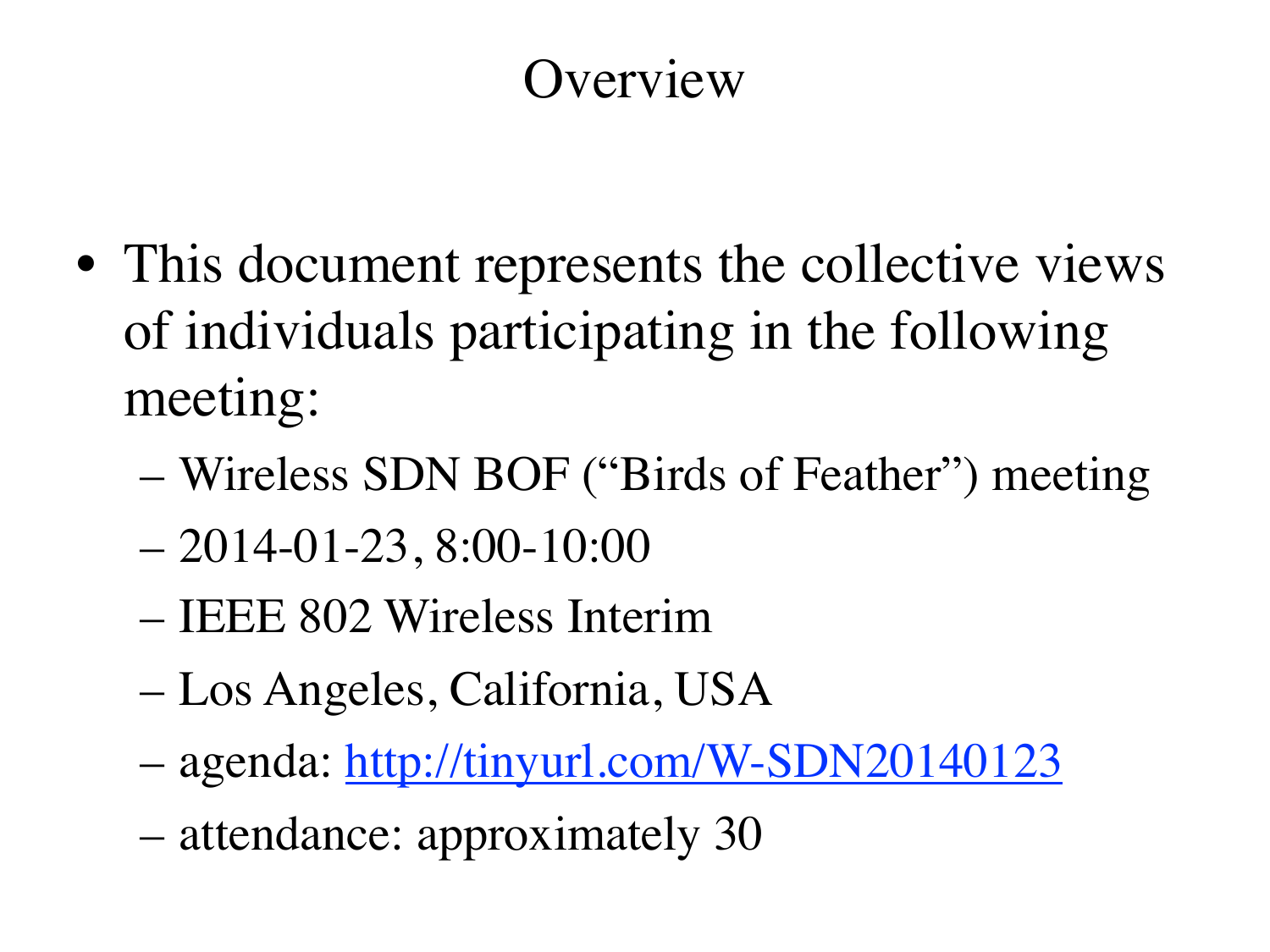# Overview

- This document represents the collective views of individuals participating in the following meeting:
  - Wireless SDN BOF ("Birds of Feather") meeting
  - 2014-01-23, 8:00-10:00
  - IEEE 802 Wireless Interim
  - Los Angeles, California, USA
  - agenda: [http://tinyurl.com/W-SDN20140123](http://tinyurl.com/W-SDN20140123)
  - attendance: approximately 30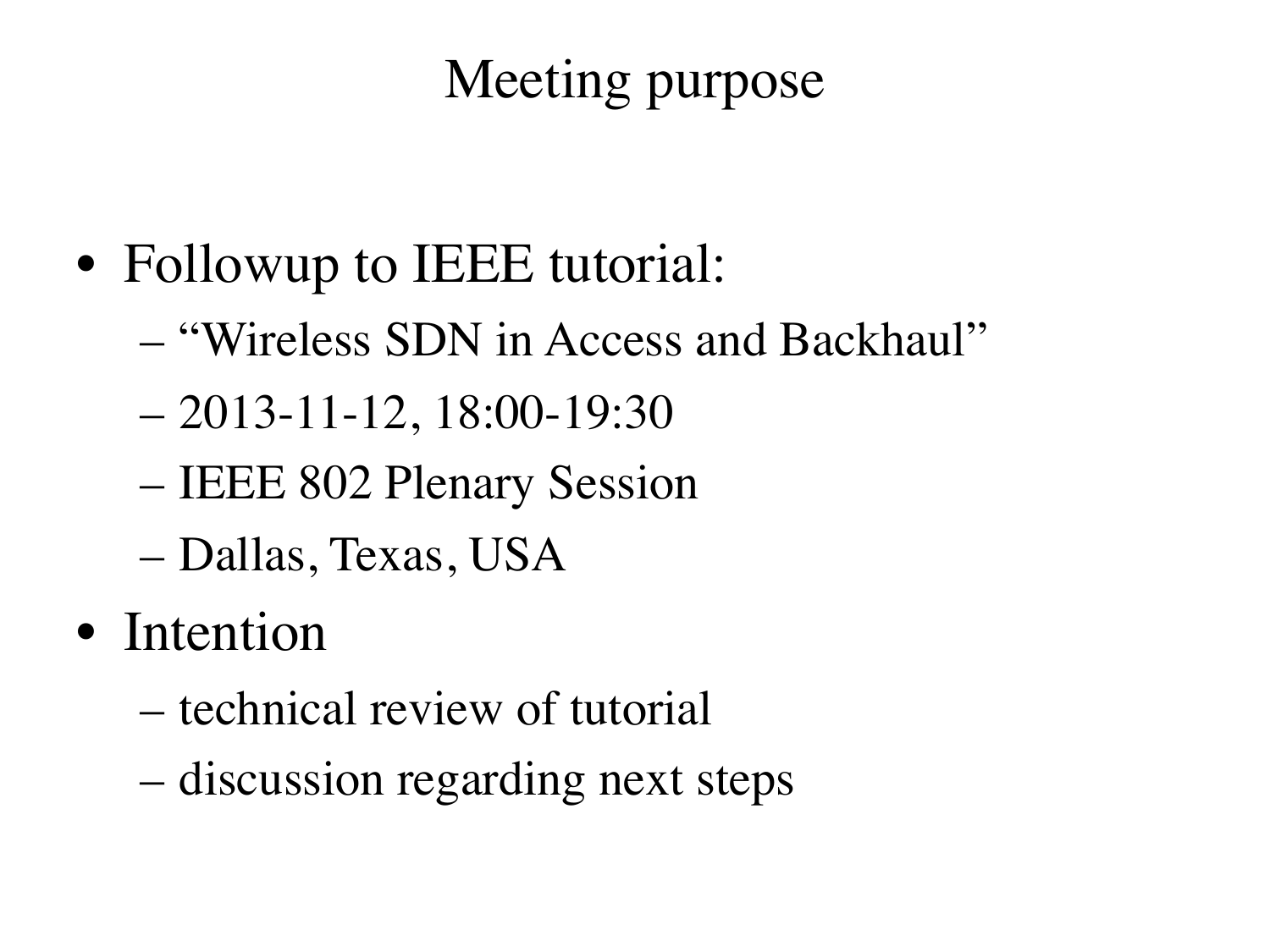# Meeting purpose

- Followup to IEEE tutorial:
  - "Wireless SDN in Access and Backhaul"
  - 2013-11-12, 18:00-19:30
  - IEEE 802 Plenary Session
  - Dallas, Texas, USA
- Intention
  - technical review of tutorial
  - discussion regarding next steps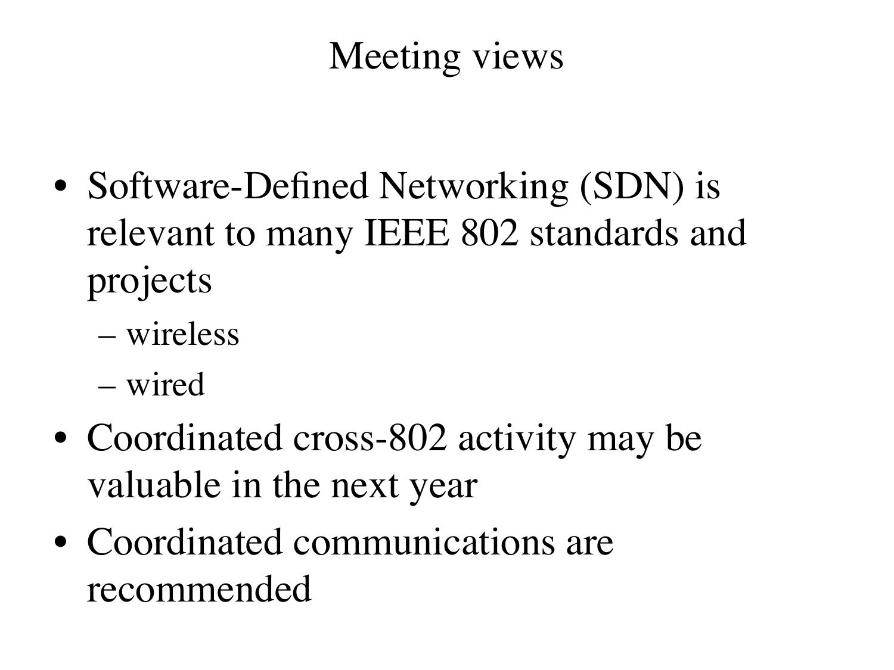# Meeting views

- Software-Defined Networking (SDN) is relevant to many IEEE 802 standards and projects
  - wireless
  - wired
- Coordinated cross-802 activity may be valuable in the next year
- Coordinated communications are recommended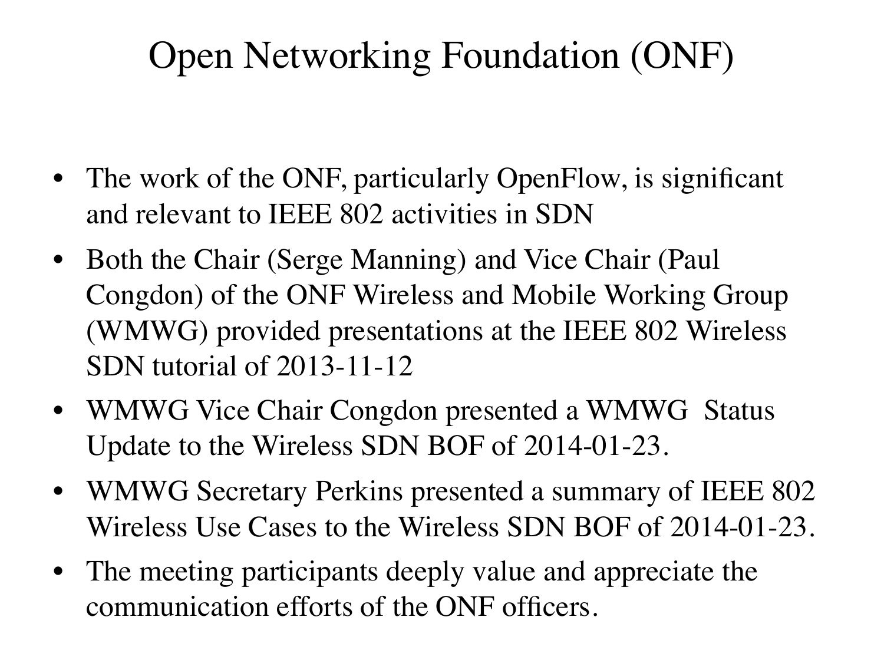# Open Networking Foundation (ONF)

- The work of the ONF, particularly OpenFlow, is significant and relevant to IEEE 802 activities in SDN
- Both the Chair (Serge Manning) and Vice Chair (Paul Congdon) of the ONF Wireless and Mobile Working Group (WMWG) provided presentations at the IEEE 802 Wireless SDN tutorial of 2013-11-12
- WMWG Vice Chair Congdon presented a WMWG Status Update to the Wireless SDN BOF of 2014-01-23.
- WMWG Secretary Perkins presented a summary of IEEE 802 Wireless Use Cases to the Wireless SDN BOF of 2014-01-23.
- The meeting participants deeply value and appreciate the communication efforts of the ONF officers.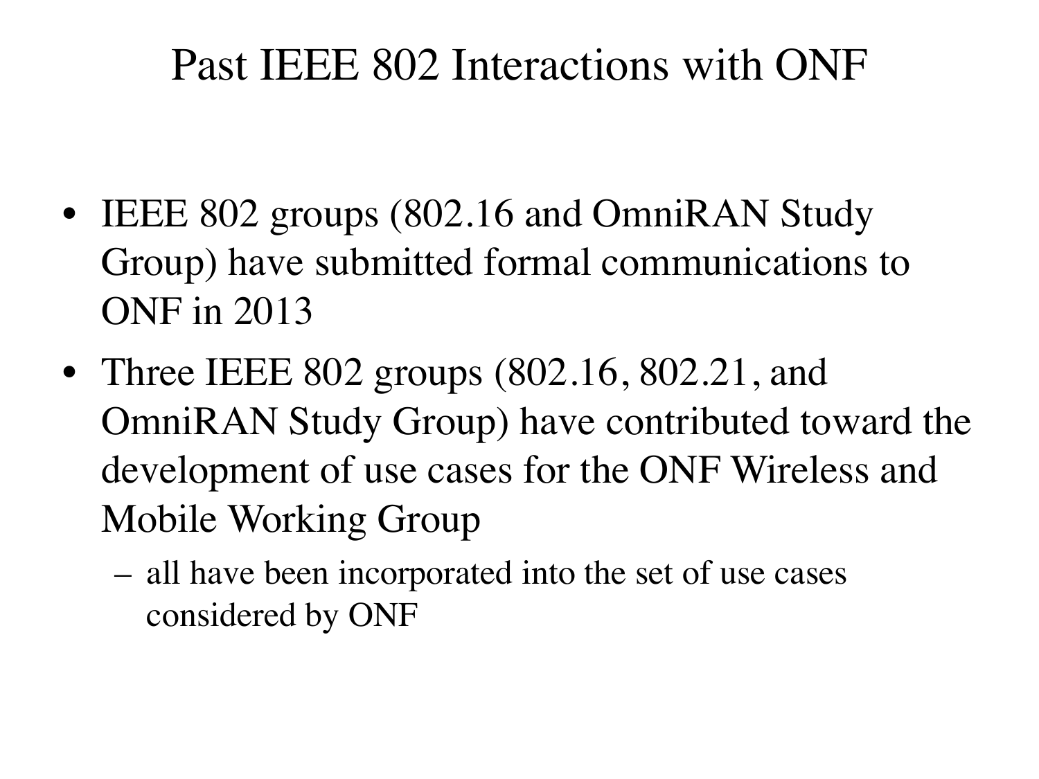# Past IEEE 802 Interactions with ONF

- IEEE 802 groups (802.16 and OmniRAN Study Group) have submitted formal communications to ONF in 2013
- Three IEEE 802 groups (802.16, 802.21, and OmniRAN Study Group) have contributed toward the development of use cases for the ONF Wireless and Mobile Working Group
  - all have been incorporated into the set of use cases considered by ONF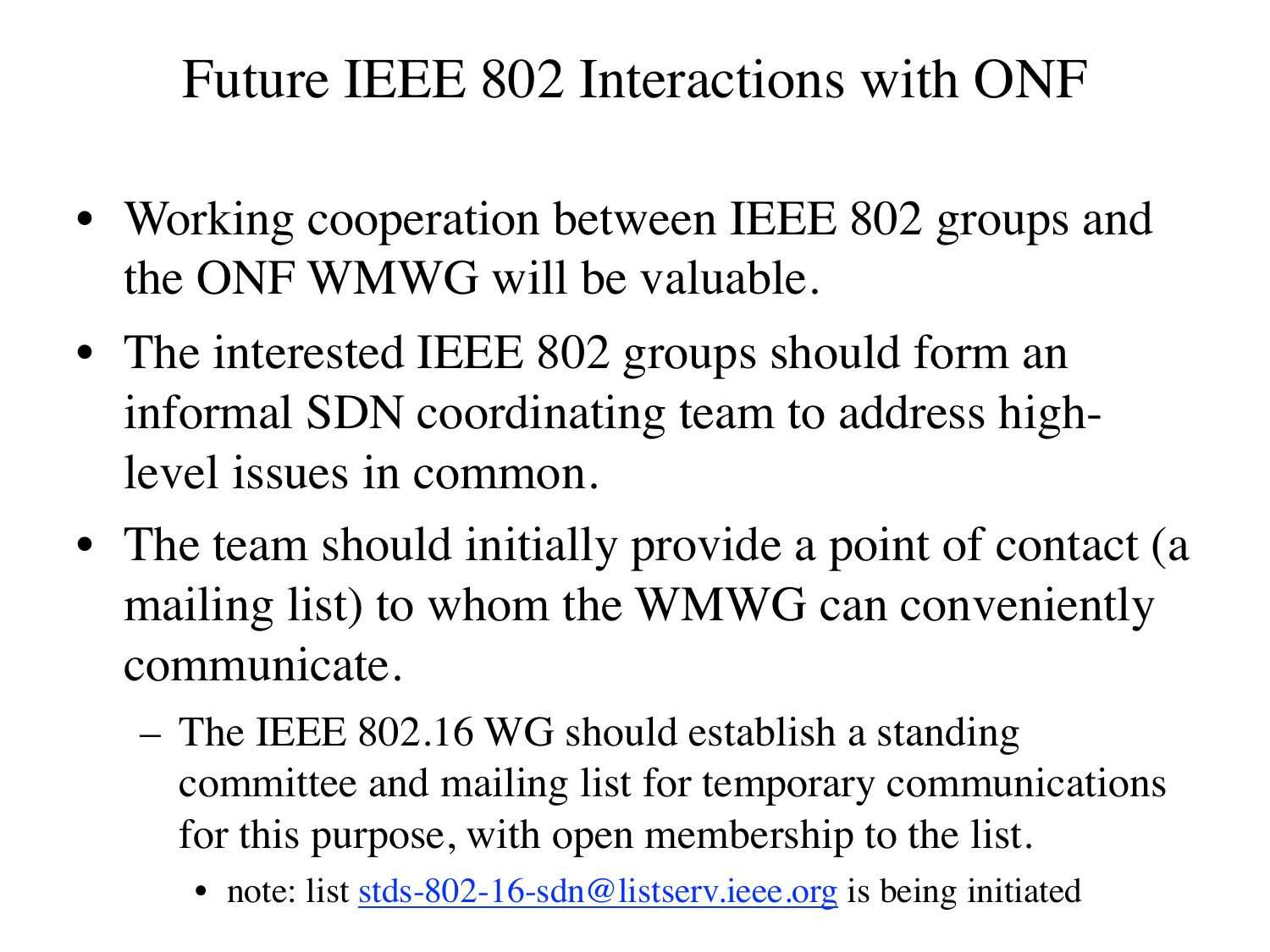# Future IEEE 802 Interactions with ONF

- Working cooperation between IEEE 802 groups and the ONF WMWG will be valuable.
- The interested IEEE 802 groups should form an informal SDN coordinating team to address high-level issues in common.
- The team should initially provide a point of contact (a mailing list) to whom the WMWG can conveniently communicate.
  - The IEEE 802.16 WG should establish a standing committee and mailing list for temporary communications for this purpose, with open membership to the list.
    - note: list [stds-802-16-sdn@listserv.ieee.org](mailto:stds-802-16-sdn@listserv.ieee.org) is being initiated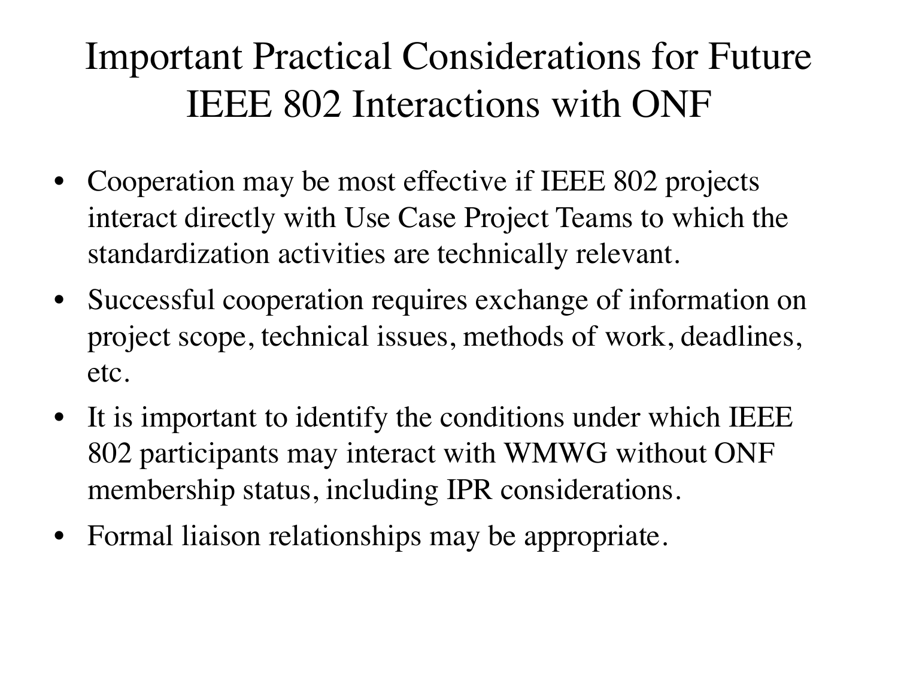# Important Practical Considerations for Future IEEE 802 Interactions with ONF

- Cooperation may be most effective if IEEE 802 projects interact directly with Use Case Project Teams to which the standardization activities are technically relevant.
- Successful cooperation requires exchange of information on project scope, technical issues, methods of work, deadlines, etc.
- It is important to identify the conditions under which IEEE 802 participants may interact with WMWG without ONF membership status, including IPR considerations.
- Formal liaison relationships may be appropriate.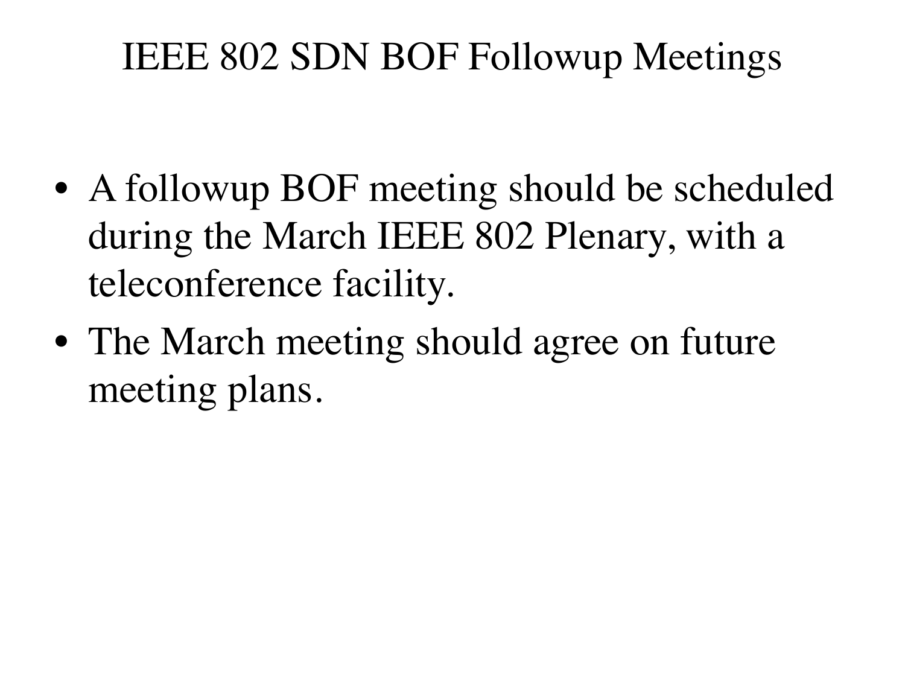# IEEE 802 SDN BOF Followup Meetings

- A followup BOF meeting should be scheduled during the March IEEE 802 Plenary, with a teleconference facility.
- The March meeting should agree on future meeting plans.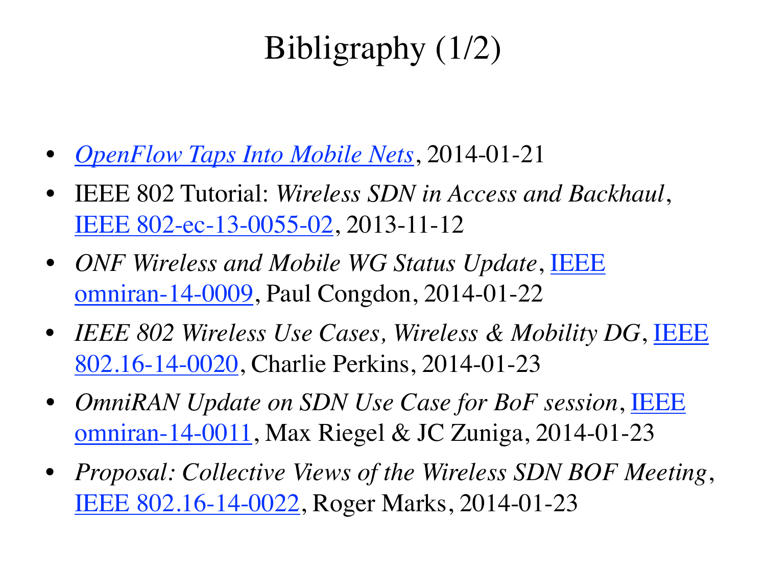# Bibligraphy (1/2)

- *OpenFlow Taps Into Mobile Nets*, 2014-01-21
- IEEE 802 Tutorial: *Wireless SDN in Access and Backhaul*, IEEE 802-ec-13-0055-02, 2013-11-12
- *ONF Wireless and Mobile WG Status Update*, IEEE omniran-14-0009, Paul Congdon, 2014-01-22
- *IEEE 802 Wireless Use Cases, Wireless & Mobility DG*, IEEE 802.16-14-0020, Charlie Perkins, 2014-01-23
- *OmniRAN Update on SDN Use Case for BoF session*, IEEE omniran-14-0011, Max Riegel & JC Zuniga, 2014-01-23
- *Proposal: Collective Views of the Wireless SDN BOF Meeting*, IEEE 802.16-14-0022, Roger Marks, 2014-01-23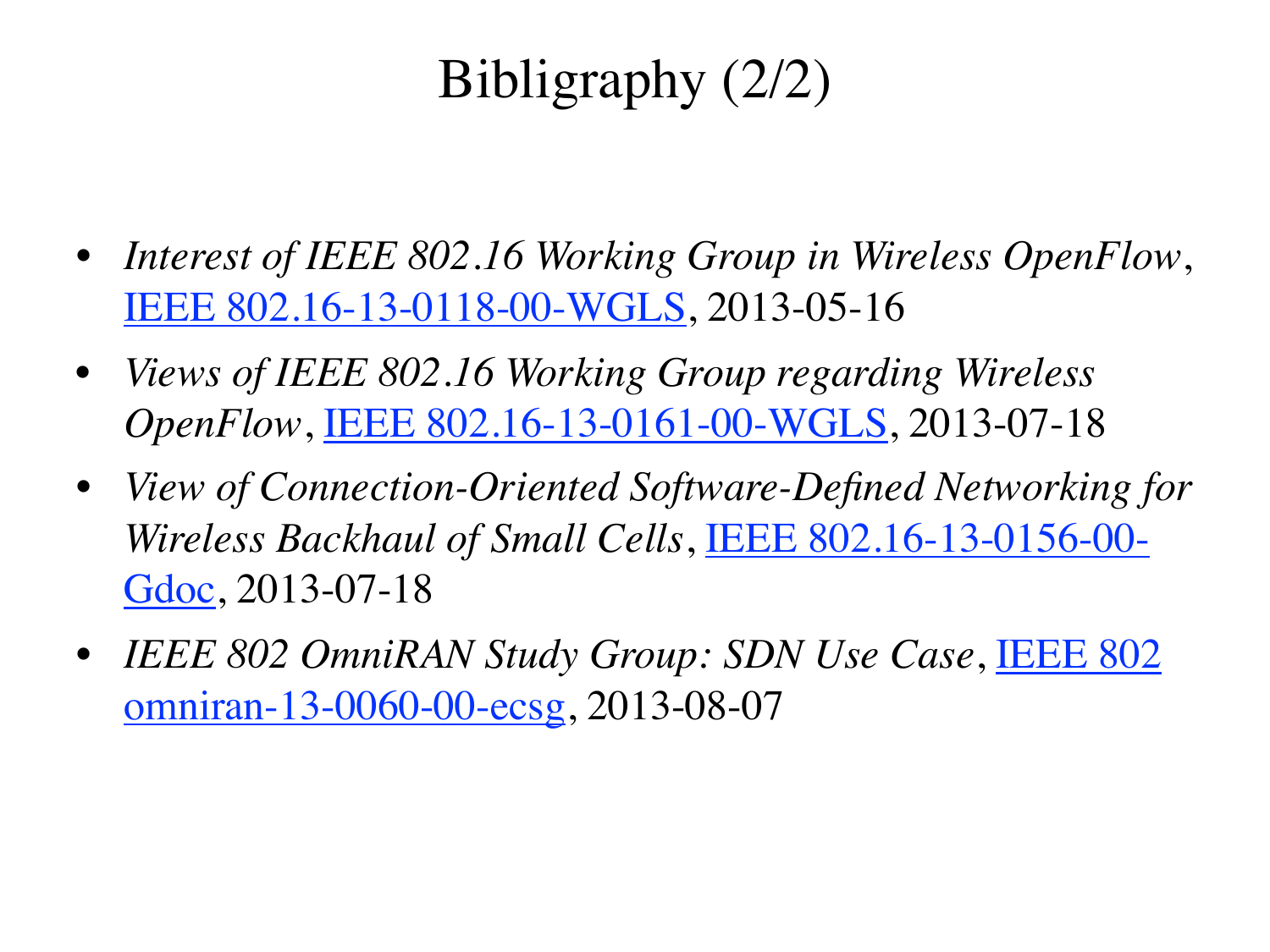# Bibligraphy (2/2)

- *Interest of IEEE 802.16 Working Group in Wireless OpenFlow*, IEEE 802.16-13-0118-00-WGLS, 2013-05-16
- *Views of IEEE 802.16 Working Group regarding Wireless OpenFlow*, IEEE 802.16-13-0161-00-WGLS, 2013-07-18
- *View of Connection-Oriented Software-Defined Networking for Wireless Backhaul of Small Cells*, IEEE 802.16-13-0156-00-Gdoc, 2013-07-18
- *IEEE 802 OmniRAN Study Group: SDN Use Case*, IEEE 802 omniran-13-0060-00-ecsg, 2013-08-07